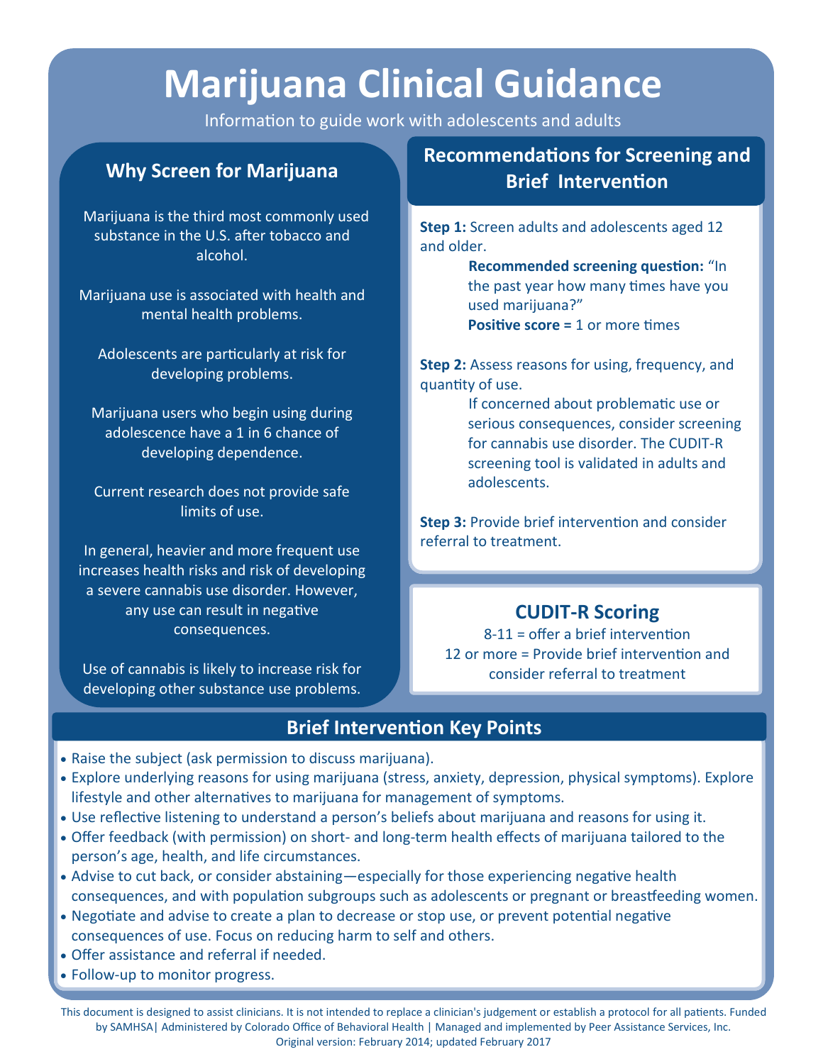# Marijuana Clinical Guidance

Information to guide work with adolescents and adults

## Why Screen for Marijuana

Marijuana is the third most commonly used substance in the U.S. after tobacco and alcohol.

Marijuana use is associated with health and mental health problems.

Adolescents are particularly at risk for developing problems.

Marijuana users who begin using during adolescence have a 1 in 6 chance of developing dependence.

Current research does not provide safe limits of use.

In general, heavier and more frequent use increases health risks and risk of developing a severe cannabis use disorder. However, any use can result in negative consequences.

Use of cannabis is likely to increase risk for developing other substance use problems.

## Recommendations for Screening and Brief Intervention

**Step 1:** Screen adults and adolescents aged 12 and older.

> **Recommended screening question:** "In the past year how many times have you used marijuana?"
> **Positive score =** 1 or more times

**Step 2:** Assess reasons for using, frequency, and quantity of use.

> If concerned about problematic use or serious consequences, consider screening for cannabis use disorder. The CUDIT-R screening tool is validated in adults and adolescents.

**Step 3:** Provide brief intervention and consider referral to treatment.

## CUDIT-R Scoring

8-11 = offer a brief intervention
12 or more = Provide brief intervention and consider referral to treatment

## Brief Intervention Key Points

- Raise the subject (ask permission to discuss marijuana).
- Explore underlying reasons for using marijuana (stress, anxiety, depression, physical symptoms). Explore lifestyle and other alternatives to marijuana for management of symptoms.
- Use reflective listening to understand a person's beliefs about marijuana and reasons for using it.
- Offer feedback (with permission) on short- and long-term health effects of marijuana tailored to the person's age, health, and life circumstances.
- Advise to cut back, or consider abstaining—especially for those experiencing negative health consequences, and with population subgroups such as adolescents or pregnant or breastfeeding women.
- Negotiate and advise to create a plan to decrease or stop use, or prevent potential negative consequences of use. Focus on reducing harm to self and others.
- Offer assistance and referral if needed.
- Follow-up to monitor progress.

This document is designed to assist clinicians. It is not intended to replace a clinician's judgement or establish a protocol for all patients. Funded by SAMHSA| Administered by Colorado Office of Behavioral Health | Managed and implemented by Peer Assistance Services, Inc.
Original version: February 2014; updated February 2017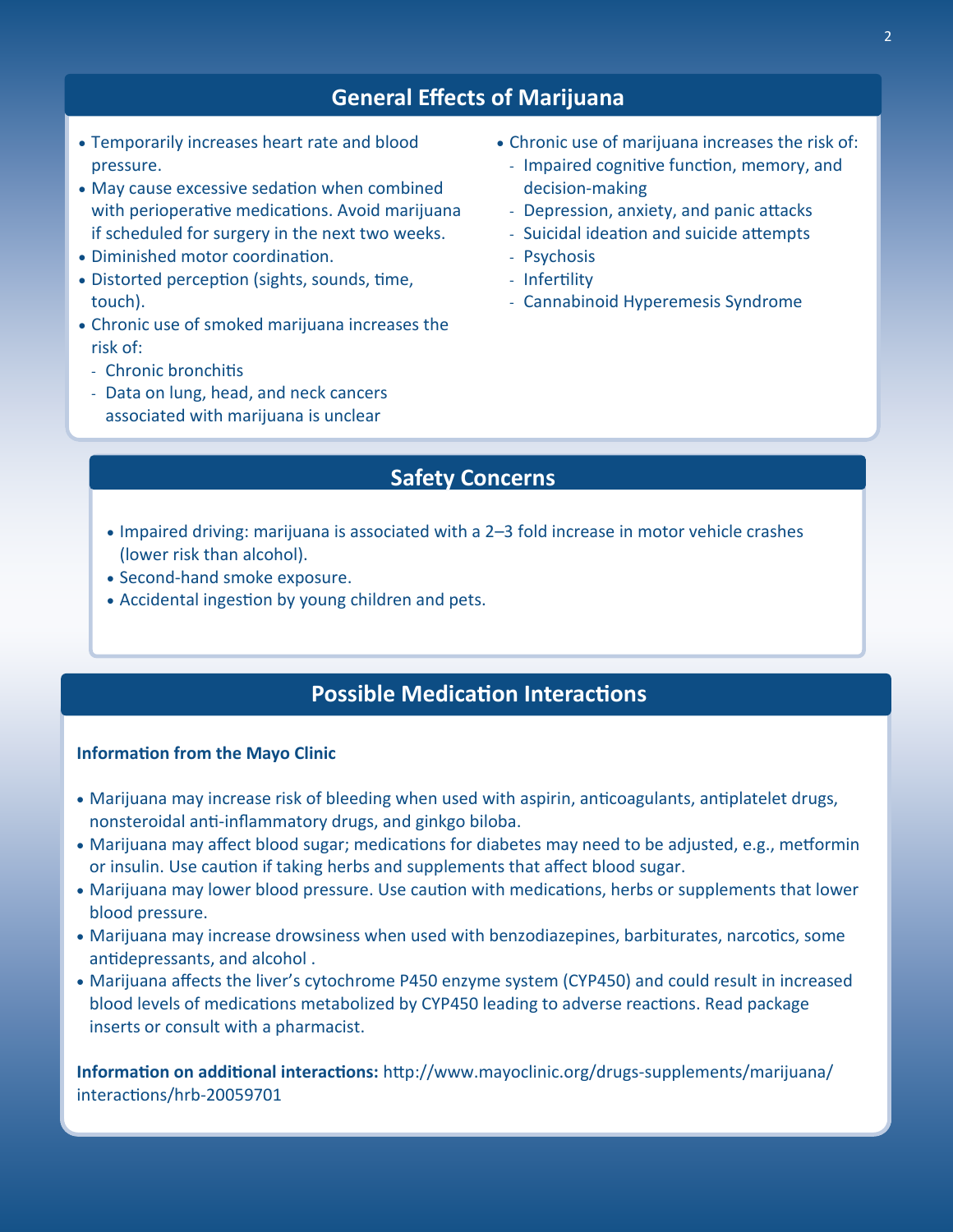## General Effects of Marijuana

- Temporarily increases heart rate and blood pressure.
- May cause excessive sedation when combined with perioperative medications. Avoid marijuana if scheduled for surgery in the next two weeks.
- Diminished motor coordination.
- Distorted perception (sights, sounds, time, touch).
- Chronic use of smoked marijuana increases the risk of:
  - Chronic bronchitis
  - Data on lung, head, and neck cancers associated with marijuana is unclear
- Chronic use of marijuana increases the risk of:
  - Impaired cognitive function, memory, and decision-making
  - Depression, anxiety, and panic attacks
  - Suicidal ideation and suicide attempts
  - Psychosis
  - Infertility
  - Cannabinoid Hyperemesis Syndrome

## Safety Concerns

- Impaired driving: marijuana is associated with a 2–3 fold increase in motor vehicle crashes (lower risk than alcohol).
- Second-hand smoke exposure.
- Accidental ingestion by young children and pets.

## Possible Medication Interactions

**Information from the Mayo Clinic**

- Marijuana may increase risk of bleeding when used with aspirin, anticoagulants, antiplatelet drugs, nonsteroidal anti-inflammatory drugs, and ginkgo biloba.
- Marijuana may affect blood sugar; medications for diabetes may need to be adjusted, e.g., metformin or insulin. Use caution if taking herbs and supplements that affect blood sugar.
- Marijuana may lower blood pressure. Use caution with medications, herbs or supplements that lower blood pressure.
- Marijuana may increase drowsiness when used with benzodiazepines, barbiturates, narcotics, some antidepressants, and alcohol .
- Marijuana affects the liver's cytochrome P450 enzyme system (CYP450) and could result in increased blood levels of medications metabolized by CYP450 leading to adverse reactions. Read package inserts or consult with a pharmacist.

**Information on additional interactions:** http://www.mayoclinic.org/drugs-supplements/marijuana/interactions/hrb-20059701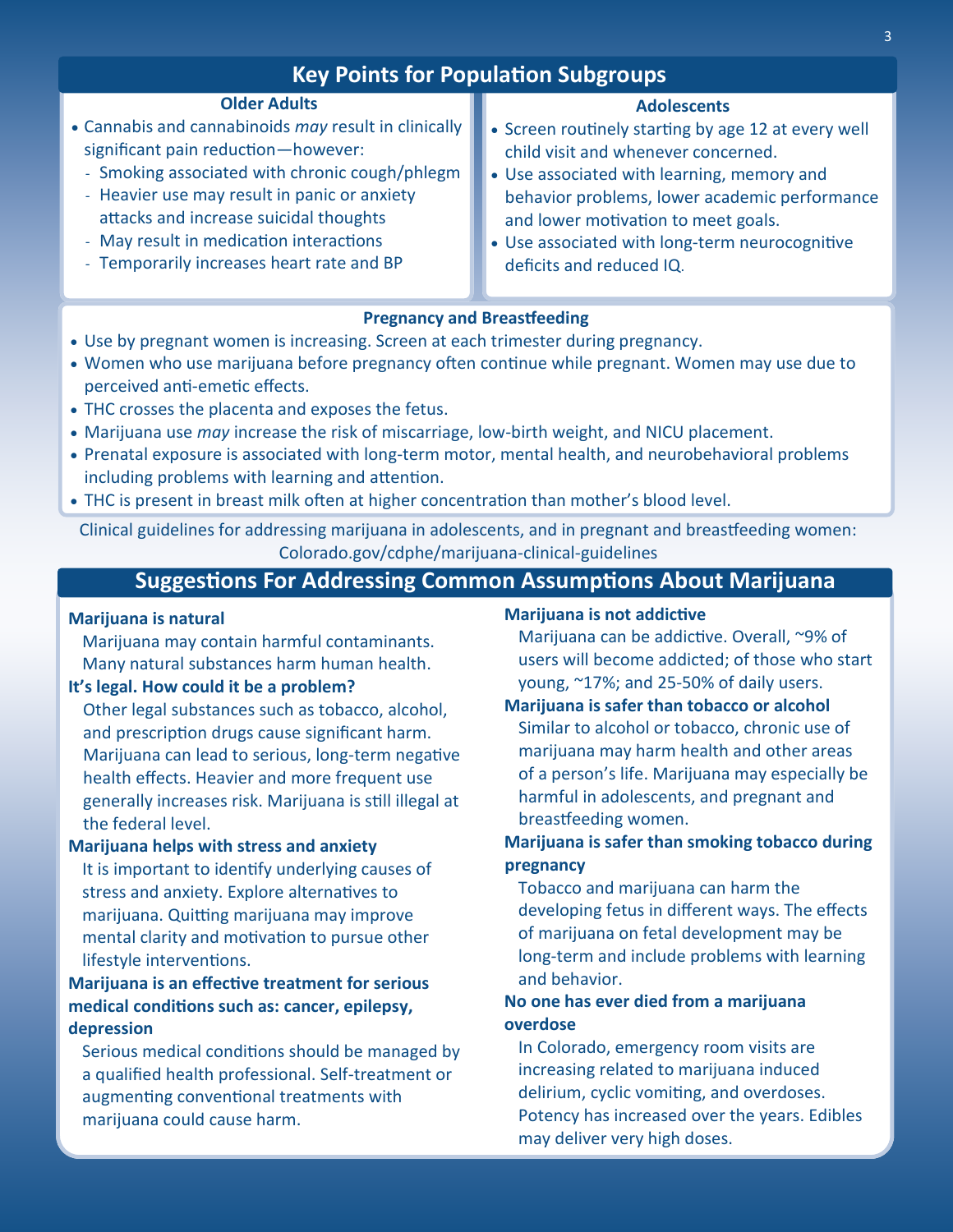## Key Points for Population Subgroups

### Older Adults

- Cannabis and cannabinoids *may* result in clinically significant pain reduction—however:
  - Smoking associated with chronic cough/phlegm
  - Heavier use may result in panic or anxiety attacks and increase suicidal thoughts
  - May result in medication interactions
  - Temporarily increases heart rate and BP

### Adolescents

- Screen routinely starting by age 12 at every well child visit and whenever concerned.
- Use associated with learning, memory and behavior problems, lower academic performance and lower motivation to meet goals.
- Use associated with long-term neurocognitive deficits and reduced IQ.

### Pregnancy and Breastfeeding

- Use by pregnant women is increasing. Screen at each trimester during pregnancy.
- Women who use marijuana before pregnancy often continue while pregnant. Women may use due to perceived anti-emetic effects.
- THC crosses the placenta and exposes the fetus.
- Marijuana use *may* increase the risk of miscarriage, low-birth weight, and NICU placement.
- Prenatal exposure is associated with long-term motor, mental health, and neurobehavioral problems including problems with learning and attention.
- THC is present in breast milk often at higher concentration than mother's blood level.

Clinical guidelines for addressing marijuana in adolescents, and in pregnant and breastfeeding women: Colorado.gov/cdphe/marijuana-clinical-guidelines

## Suggestions For Addressing Common Assumptions About Marijuana

**Marijuana is natural**

Marijuana may contain harmful contaminants. Many natural substances harm human health.

**It's legal. How could it be a problem?**

Other legal substances such as tobacco, alcohol, and prescription drugs cause significant harm. Marijuana can lead to serious, long-term negative health effects. Heavier and more frequent use generally increases risk. Marijuana is still illegal at the federal level.

**Marijuana helps with stress and anxiety**

It is important to identify underlying causes of stress and anxiety. Explore alternatives to marijuana. Quitting marijuana may improve mental clarity and motivation to pursue other lifestyle interventions.

**Marijuana is an effective treatment for serious medical conditions such as: cancer, epilepsy, depression**

Serious medical conditions should be managed by a qualified health professional. Self-treatment or augmenting conventional treatments with marijuana could cause harm.

**Marijuana is not addictive**

Marijuana can be addictive. Overall, ~9% of users will become addicted; of those who start young, ~17%; and 25-50% of daily users.

**Marijuana is safer than tobacco or alcohol**

Similar to alcohol or tobacco, chronic use of marijuana may harm health and other areas of a person's life. Marijuana may especially be harmful in adolescents, and pregnant and breastfeeding women.

**Marijuana is safer than smoking tobacco during pregnancy**

Tobacco and marijuana can harm the developing fetus in different ways. The effects of marijuana on fetal development may be long-term and include problems with learning and behavior.

**No one has ever died from a marijuana overdose**

In Colorado, emergency room visits are increasing related to marijuana induced delirium, cyclic vomiting, and overdoses. Potency has increased over the years. Edibles may deliver very high doses.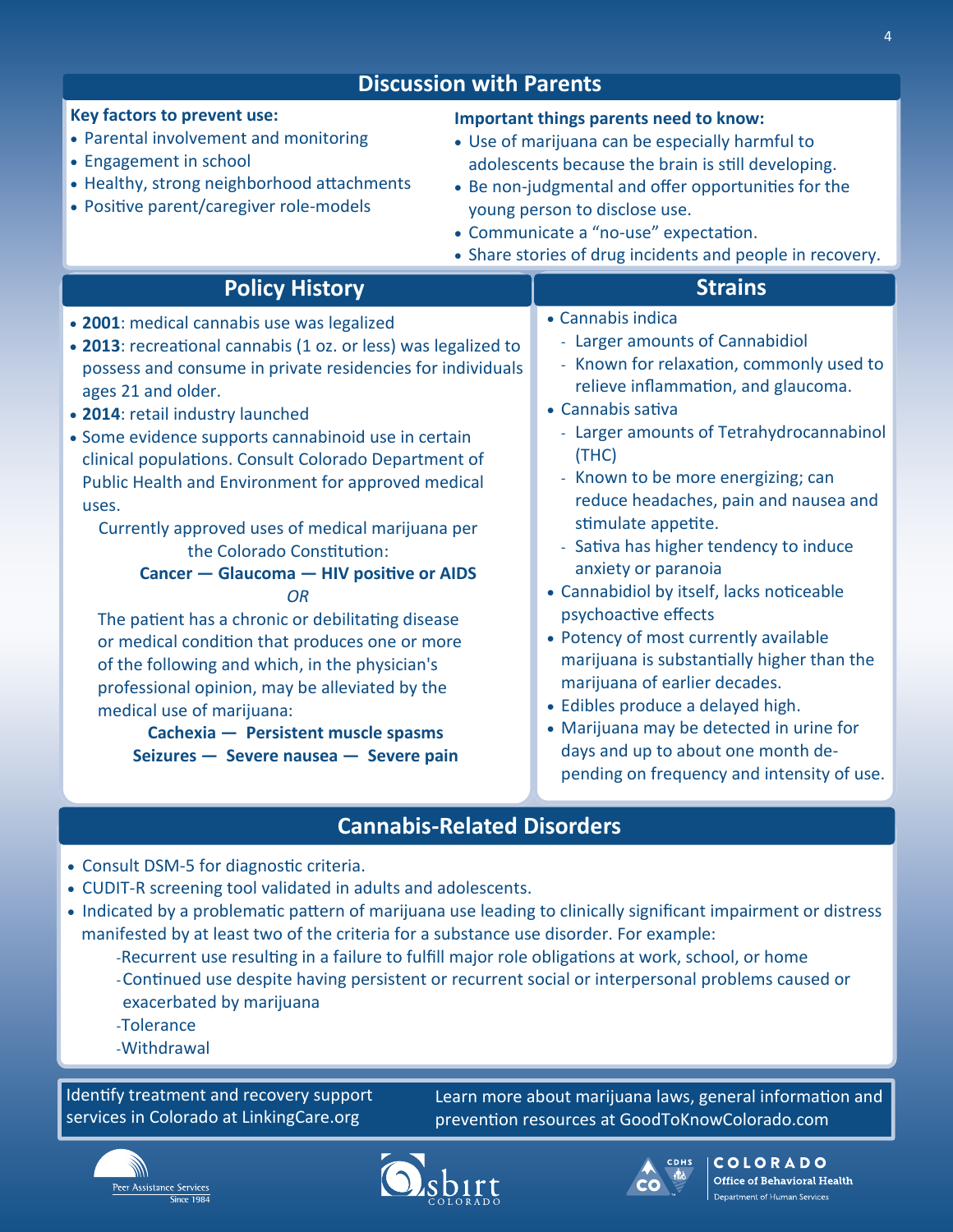## Discussion with Parents

**Key factors to prevent use:**

- Parental involvement and monitoring
- Engagement in school
- Healthy, strong neighborhood attachments
- Positive parent/caregiver role-models

**Important things parents need to know:**

- Use of marijuana can be especially harmful to adolescents because the brain is still developing.
- Be non-judgmental and offer opportunities for the young person to disclose use.
- Communicate a "no-use" expectation.
- Share stories of drug incidents and people in recovery.

## Policy History

- **2001**: medical cannabis use was legalized
- **2013**: recreational cannabis (1 oz. or less) was legalized to possess and consume in private residencies for individuals ages 21 and older.
- **2014**: retail industry launched
- Some evidence supports cannabinoid use in certain clinical populations. Consult Colorado Department of Public Health and Environment for approved medical uses.

Currently approved uses of medical marijuana per the Colorado Constitution:

**Cancer — Glaucoma — HIV positive or AIDS**

*OR*

The patient has a chronic or debilitating disease or medical condition that produces one or more of the following and which, in the physician's professional opinion, may be alleviated by the medical use of marijuana:

**Cachexia — Persistent muscle spasms**
**Seizures — Severe nausea — Severe pain**

## Strains

- Cannabis indica
  - Larger amounts of Cannabidiol
  - Known for relaxation, commonly used to relieve inflammation, and glaucoma.
- Cannabis sativa
  - Larger amounts of Tetrahydrocannabinol (THC)
  - Known to be more energizing; can reduce headaches, pain and nausea and stimulate appetite.
  - Sativa has higher tendency to induce anxiety or paranoia
- Cannabidiol by itself, lacks noticeable psychoactive effects
- Potency of most currently available marijuana is substantially higher than the marijuana of earlier decades.
- Edibles produce a delayed high.
- Marijuana may be detected in urine for days and up to about one month depending on frequency and intensity of use.

## Cannabis-Related Disorders

- Consult DSM-5 for diagnostic criteria.
- CUDIT-R screening tool validated in adults and adolescents.
- Indicated by a problematic pattern of marijuana use leading to clinically significant impairment or distress manifested by at least two of the criteria for a substance use disorder. For example:
  - Recurrent use resulting in a failure to fulfill major role obligations at work, school, or home
  - Continued use despite having persistent or recurrent social or interpersonal problems caused or exacerbated by marijuana
  - Tolerance
  - Withdrawal

Identify treatment and recovery support services in Colorado at LinkingCare.org

Learn more about marijuana laws, general information and prevention resources at GoodToKnowColorado.com

Peer Assistance Services Since 1984

Sbirt Colorado

CDHS Colorado Office of Behavioral Health Department of Human Services